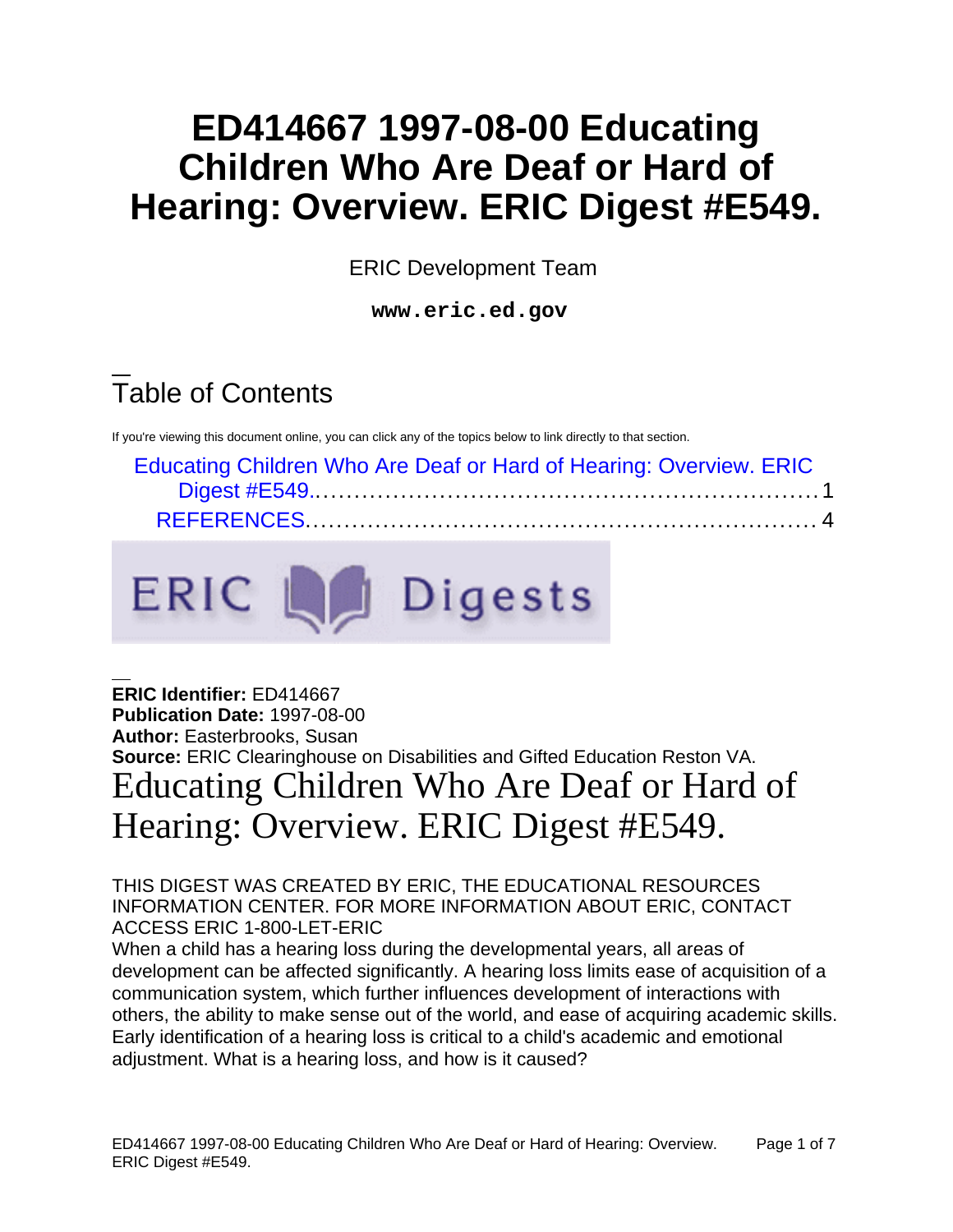# ED414667 1997-08-00 Educating Children Who Are Deaf or Hard of Hearing: Overview. ERIC Digest #E549.

ERIC Development Team

**www.eric.ed.gov**

## Table of Contents

If you're viewing this document online, you can click any of the topics below to link directly to that section.

- Educating Children Who Are Deaf or Hard of Hearing: Overview. ERIC Digest #E549.......... 1
- REFERENCES.......... 4

**ERIC Identifier:** ED414667
**Publication Date:** 1997-08-00
**Author:** Easterbrooks, Susan
**Source:** ERIC Clearinghouse on Disabilities and Gifted Education Reston VA.

# Educating Children Who Are Deaf or Hard of Hearing: Overview. ERIC Digest #E549.

THIS DIGEST WAS CREATED BY ERIC, THE EDUCATIONAL RESOURCES INFORMATION CENTER. FOR MORE INFORMATION ABOUT ERIC, CONTACT ACCESS ERIC 1-800-LET-ERIC

When a child has a hearing loss during the developmental years, all areas of development can be affected significantly. A hearing loss limits ease of acquisition of a communication system, which further influences development of interactions with others, the ability to make sense out of the world, and ease of acquiring academic skills. Early identification of a hearing loss is critical to a child's academic and emotional adjustment. What is a hearing loss, and how is it caused?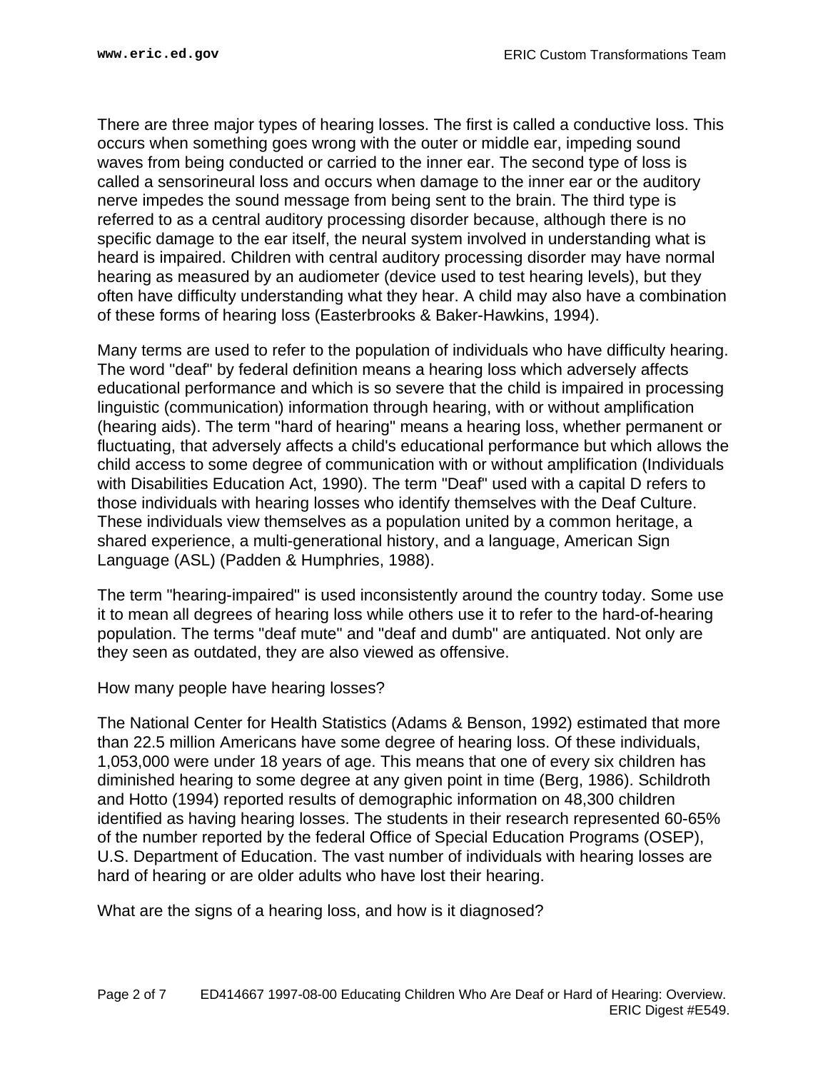There are three major types of hearing losses. The first is called a conductive loss. This occurs when something goes wrong with the outer or middle ear, impeding sound waves from being conducted or carried to the inner ear. The second type of loss is called a sensorineural loss and occurs when damage to the inner ear or the auditory nerve impedes the sound message from being sent to the brain. The third type is referred to as a central auditory processing disorder because, although there is no specific damage to the ear itself, the neural system involved in understanding what is heard is impaired. Children with central auditory processing disorder may have normal hearing as measured by an audiometer (device used to test hearing levels), but they often have difficulty understanding what they hear. A child may also have a combination of these forms of hearing loss (Easterbrooks & Baker-Hawkins, 1994).

Many terms are used to refer to the population of individuals who have difficulty hearing. The word "deaf" by federal definition means a hearing loss which adversely affects educational performance and which is so severe that the child is impaired in processing linguistic (communication) information through hearing, with or without amplification (hearing aids). The term "hard of hearing" means a hearing loss, whether permanent or fluctuating, that adversely affects a child's educational performance but which allows the child access to some degree of communication with or without amplification (Individuals with Disabilities Education Act, 1990). The term "Deaf" used with a capital D refers to those individuals with hearing losses who identify themselves with the Deaf Culture. These individuals view themselves as a population united by a common heritage, a shared experience, a multi-generational history, and a language, American Sign Language (ASL) (Padden & Humphries, 1988).

The term "hearing-impaired" is used inconsistently around the country today. Some use it to mean all degrees of hearing loss while others use it to refer to the hard-of-hearing population. The terms "deaf mute" and "deaf and dumb" are antiquated. Not only are they seen as outdated, they are also viewed as offensive.

## How many people have hearing losses?

The National Center for Health Statistics (Adams & Benson, 1992) estimated that more than 22.5 million Americans have some degree of hearing loss. Of these individuals, 1,053,000 were under 18 years of age. This means that one of every six children has diminished hearing to some degree at any given point in time (Berg, 1986). Schildroth and Hotto (1994) reported results of demographic information on 48,300 children identified as having hearing losses. The students in their research represented 60-65% of the number reported by the federal Office of Special Education Programs (OSEP), U.S. Department of Education. The vast number of individuals with hearing losses are hard of hearing or are older adults who have lost their hearing.

## What are the signs of a hearing loss, and how is it diagnosed?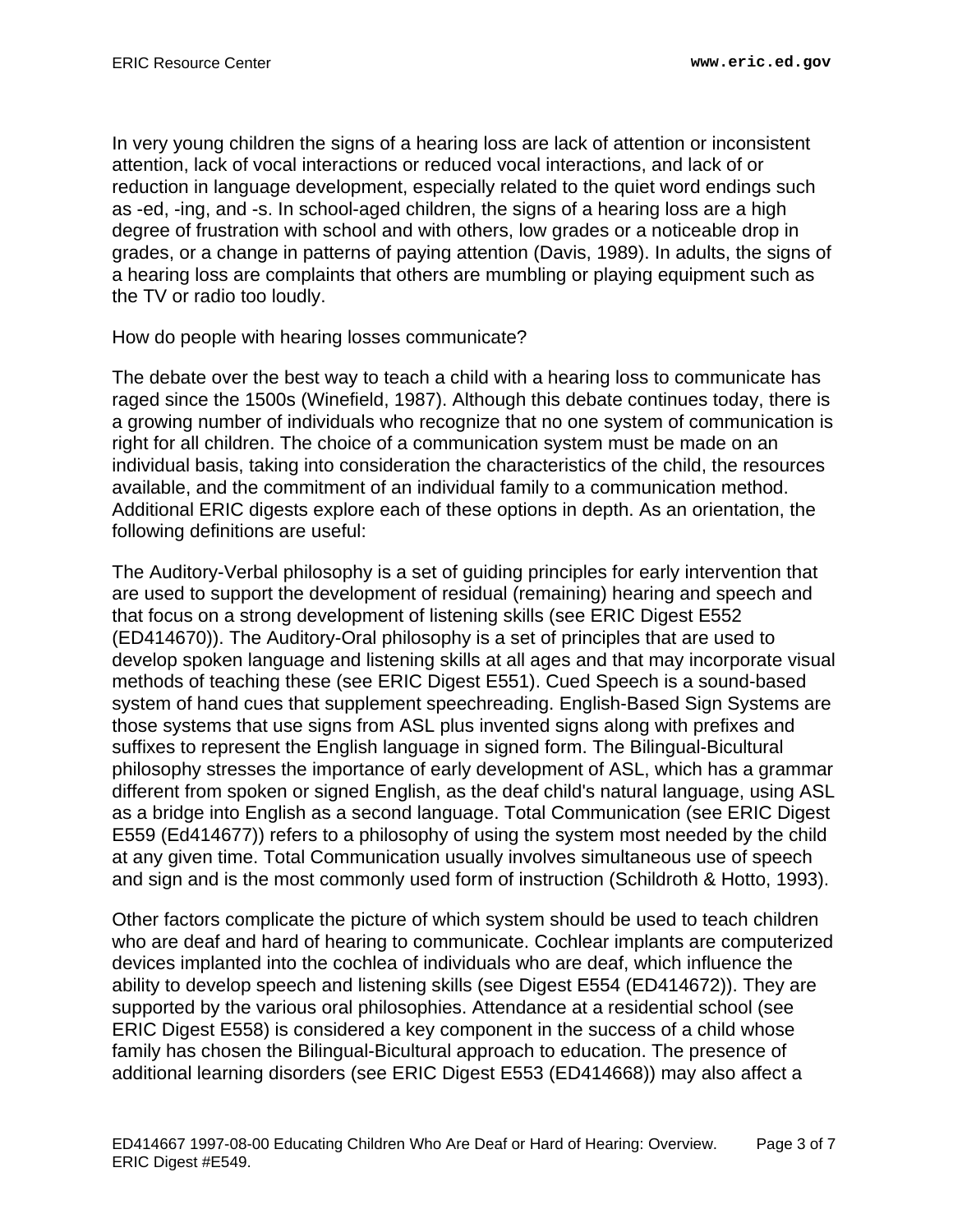In very young children the signs of a hearing loss are lack of attention or inconsistent attention, lack of vocal interactions or reduced vocal interactions, and lack of or reduction in language development, especially related to the quiet word endings such as -ed, -ing, and -s. In school-aged children, the signs of a hearing loss are a high degree of frustration with school and with others, low grades or a noticeable drop in grades, or a change in patterns of paying attention (Davis, 1989). In adults, the signs of a hearing loss are complaints that others are mumbling or playing equipment such as the TV or radio too loudly.

How do people with hearing losses communicate?

The debate over the best way to teach a child with a hearing loss to communicate has raged since the 1500s (Winefield, 1987). Although this debate continues today, there is a growing number of individuals who recognize that no one system of communication is right for all children. The choice of a communication system must be made on an individual basis, taking into consideration the characteristics of the child, the resources available, and the commitment of an individual family to a communication method. Additional ERIC digests explore each of these options in depth. As an orientation, the following definitions are useful:

The Auditory-Verbal philosophy is a set of guiding principles for early intervention that are used to support the development of residual (remaining) hearing and speech and that focus on a strong development of listening skills (see ERIC Digest E552 (ED414670)). The Auditory-Oral philosophy is a set of principles that are used to develop spoken language and listening skills at all ages and that may incorporate visual methods of teaching these (see ERIC Digest E551). Cued Speech is a sound-based system of hand cues that supplement speechreading. English-Based Sign Systems are those systems that use signs from ASL plus invented signs along with prefixes and suffixes to represent the English language in signed form. The Bilingual-Bicultural philosophy stresses the importance of early development of ASL, which has a grammar different from spoken or signed English, as the deaf child's natural language, using ASL as a bridge into English as a second language. Total Communication (see ERIC Digest E559 (Ed414677)) refers to a philosophy of using the system most needed by the child at any given time. Total Communication usually involves simultaneous use of speech and sign and is the most commonly used form of instruction (Schildroth & Hotto, 1993).

Other factors complicate the picture of which system should be used to teach children who are deaf and hard of hearing to communicate. Cochlear implants are computerized devices implanted into the cochlea of individuals who are deaf, which influence the ability to develop speech and listening skills (see Digest E554 (ED414672)). They are supported by the various oral philosophies. Attendance at a residential school (see ERIC Digest E558) is considered a key component in the success of a child whose family has chosen the Bilingual-Bicultural approach to education. The presence of additional learning disorders (see ERIC Digest E553 (ED414668)) may also affect a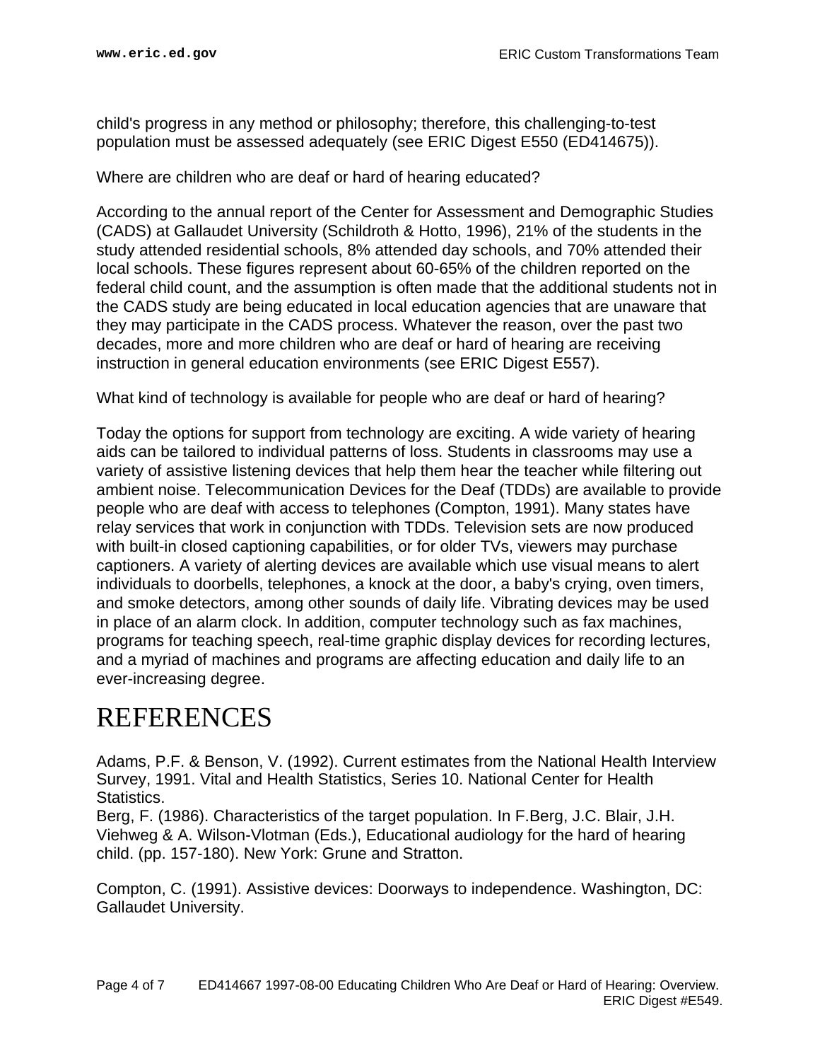child's progress in any method or philosophy; therefore, this challenging-to-test population must be assessed adequately (see ERIC Digest E550 (ED414675)).

Where are children who are deaf or hard of hearing educated?

According to the annual report of the Center for Assessment and Demographic Studies (CADS) at Gallaudet University (Schildroth & Hotto, 1996), 21% of the students in the study attended residential schools, 8% attended day schools, and 70% attended their local schools. These figures represent about 60-65% of the children reported on the federal child count, and the assumption is often made that the additional students not in the CADS study are being educated in local education agencies that are unaware that they may participate in the CADS process. Whatever the reason, over the past two decades, more and more children who are deaf or hard of hearing are receiving instruction in general education environments (see ERIC Digest E557).

What kind of technology is available for people who are deaf or hard of hearing?

Today the options for support from technology are exciting. A wide variety of hearing aids can be tailored to individual patterns of loss. Students in classrooms may use a variety of assistive listening devices that help them hear the teacher while filtering out ambient noise. Telecommunication Devices for the Deaf (TDDs) are available to provide people who are deaf with access to telephones (Compton, 1991). Many states have relay services that work in conjunction with TDDs. Television sets are now produced with built-in closed captioning capabilities, or for older TVs, viewers may purchase captioners. A variety of alerting devices are available which use visual means to alert individuals to doorbells, telephones, a knock at the door, a baby's crying, oven timers, and smoke detectors, among other sounds of daily life. Vibrating devices may be used in place of an alarm clock. In addition, computer technology such as fax machines, programs for teaching speech, real-time graphic display devices for recording lectures, and a myriad of machines and programs are affecting education and daily life to an ever-increasing degree.

# REFERENCES

Adams, P.F. & Benson, V. (1992). Current estimates from the National Health Interview Survey, 1991. Vital and Health Statistics, Series 10. National Center for Health Statistics.
Berg, F. (1986). Characteristics of the target population. In F.Berg, J.C. Blair, J.H. Viehweg & A. Wilson-Vlotman (Eds.), Educational audiology for the hard of hearing child. (pp. 157-180). New York: Grune and Stratton.

Compton, C. (1991). Assistive devices: Doorways to independence. Washington, DC: Gallaudet University.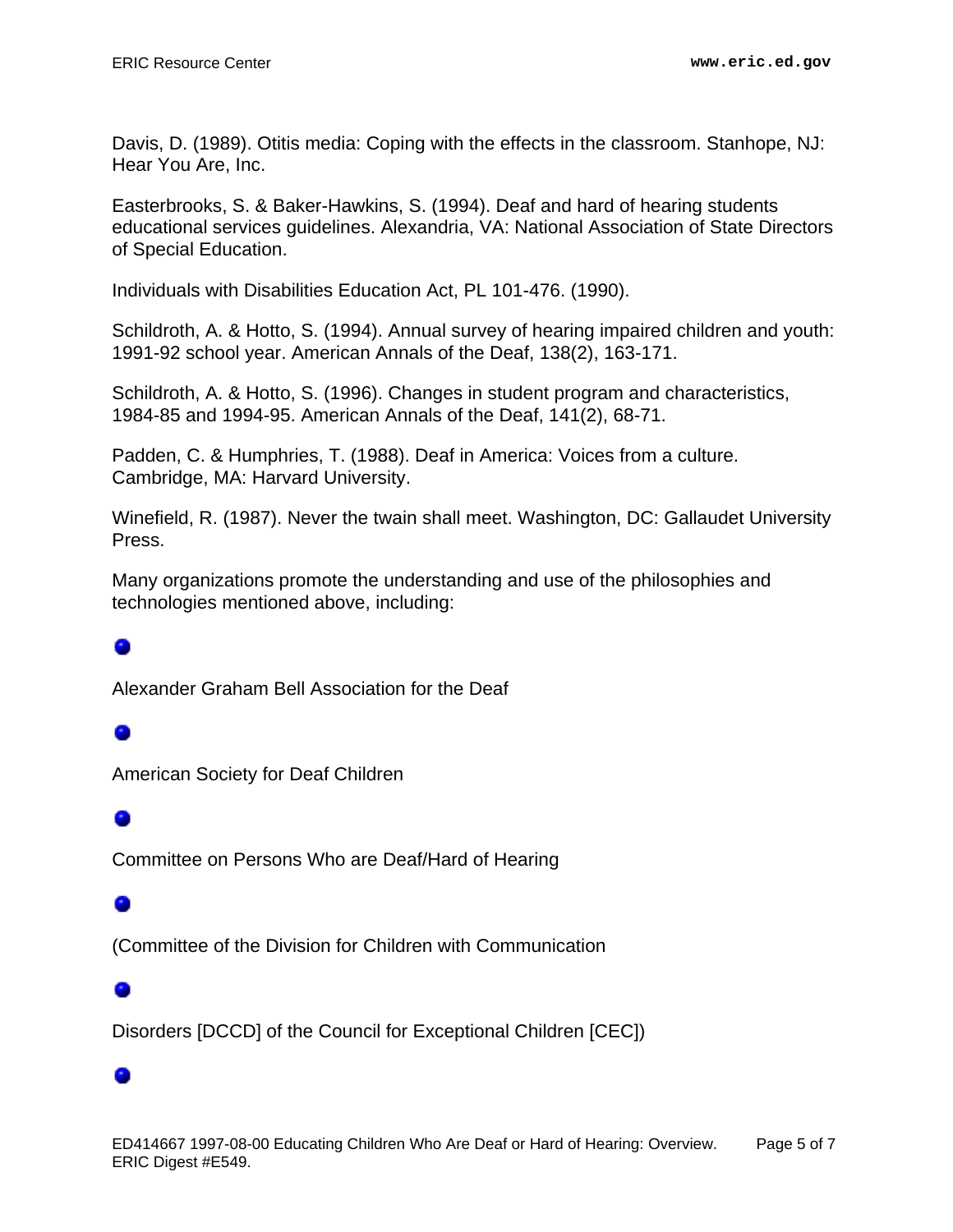Davis, D. (1989). Otitis media: Coping with the effects in the classroom. Stanhope, NJ: Hear You Are, Inc.

Easterbrooks, S. & Baker-Hawkins, S. (1994). Deaf and hard of hearing students educational services guidelines. Alexandria, VA: National Association of State Directors of Special Education.

Individuals with Disabilities Education Act, PL 101-476. (1990).

Schildroth, A. & Hotto, S. (1994). Annual survey of hearing impaired children and youth: 1991-92 school year. American Annals of the Deaf, 138(2), 163-171.

Schildroth, A. & Hotto, S. (1996). Changes in student program and characteristics, 1984-85 and 1994-95. American Annals of the Deaf, 141(2), 68-71.

Padden, C. & Humphries, T. (1988). Deaf in America: Voices from a culture. Cambridge, MA: Harvard University.

Winefield, R. (1987). Never the twain shall meet. Washington, DC: Gallaudet University Press.

Many organizations promote the understanding and use of the philosophies and technologies mentioned above, including:

- Alexander Graham Bell Association for the Deaf
- American Society for Deaf Children
- Committee on Persons Who are Deaf/Hard of Hearing
- (Committee of the Division for Children with Communication
- Disorders [DCCD] of the Council for Exceptional Children [CEC])
-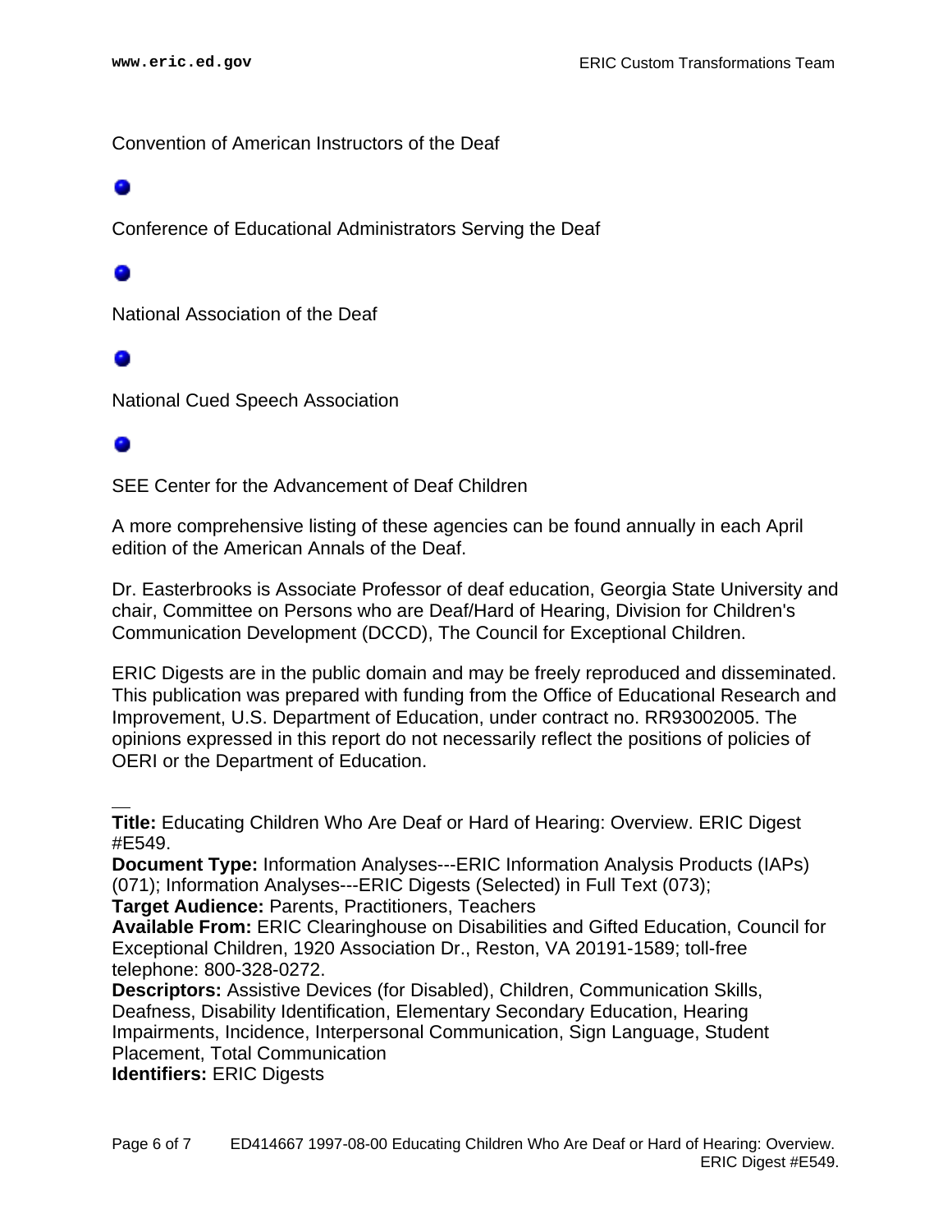Convention of American Instructors of the Deaf

- Conference of Educational Administrators Serving the Deaf

- National Association of the Deaf

- National Cued Speech Association

- SEE Center for the Advancement of Deaf Children

A more comprehensive listing of these agencies can be found annually in each April edition of the American Annals of the Deaf.

Dr. Easterbrooks is Associate Professor of deaf education, Georgia State University and chair, Committee on Persons who are Deaf/Hard of Hearing, Division for Children's Communication Development (DCCD), The Council for Exceptional Children.

ERIC Digests are in the public domain and may be freely reproduced and disseminated. This publication was prepared with funding from the Office of Educational Research and Improvement, U.S. Department of Education, under contract no. RR93002005. The opinions expressed in this report do not necessarily reflect the positions of policies of OERI or the Department of Education.

---

**Title:** Educating Children Who Are Deaf or Hard of Hearing: Overview. ERIC Digest #E549.
**Document Type:** Information Analyses---ERIC Information Analysis Products (IAPs) (071); Information Analyses---ERIC Digests (Selected) in Full Text (073);
**Target Audience:** Parents, Practitioners, Teachers
**Available From:** ERIC Clearinghouse on Disabilities and Gifted Education, Council for Exceptional Children, 1920 Association Dr., Reston, VA 20191-1589; toll-free telephone: 800-328-0272.
**Descriptors:** Assistive Devices (for Disabled), Children, Communication Skills, Deafness, Disability Identification, Elementary Secondary Education, Hearing Impairments, Incidence, Interpersonal Communication, Sign Language, Student Placement, Total Communication
**Identifiers:** ERIC Digests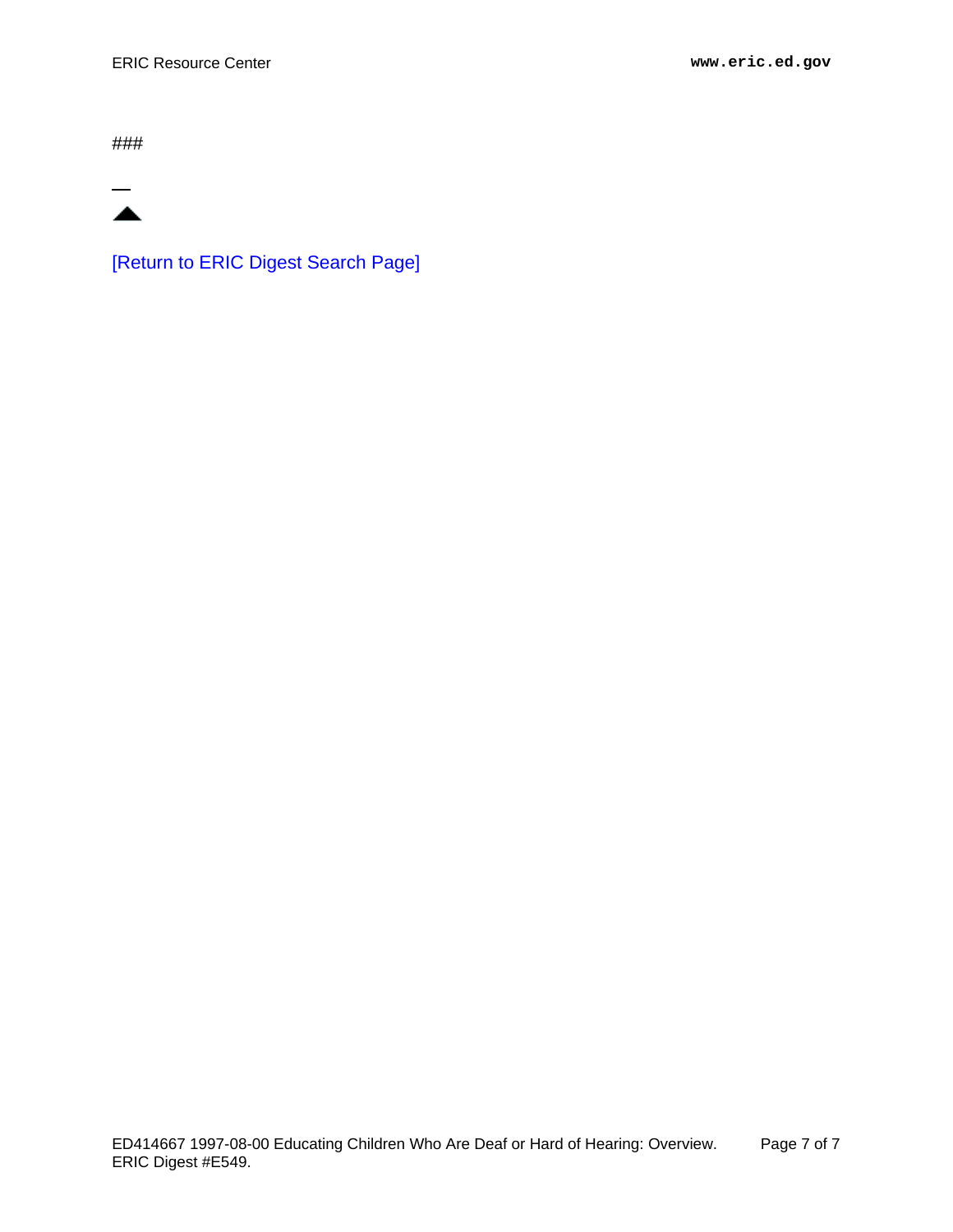###

—

[Return to ERIC Digest Search Page]